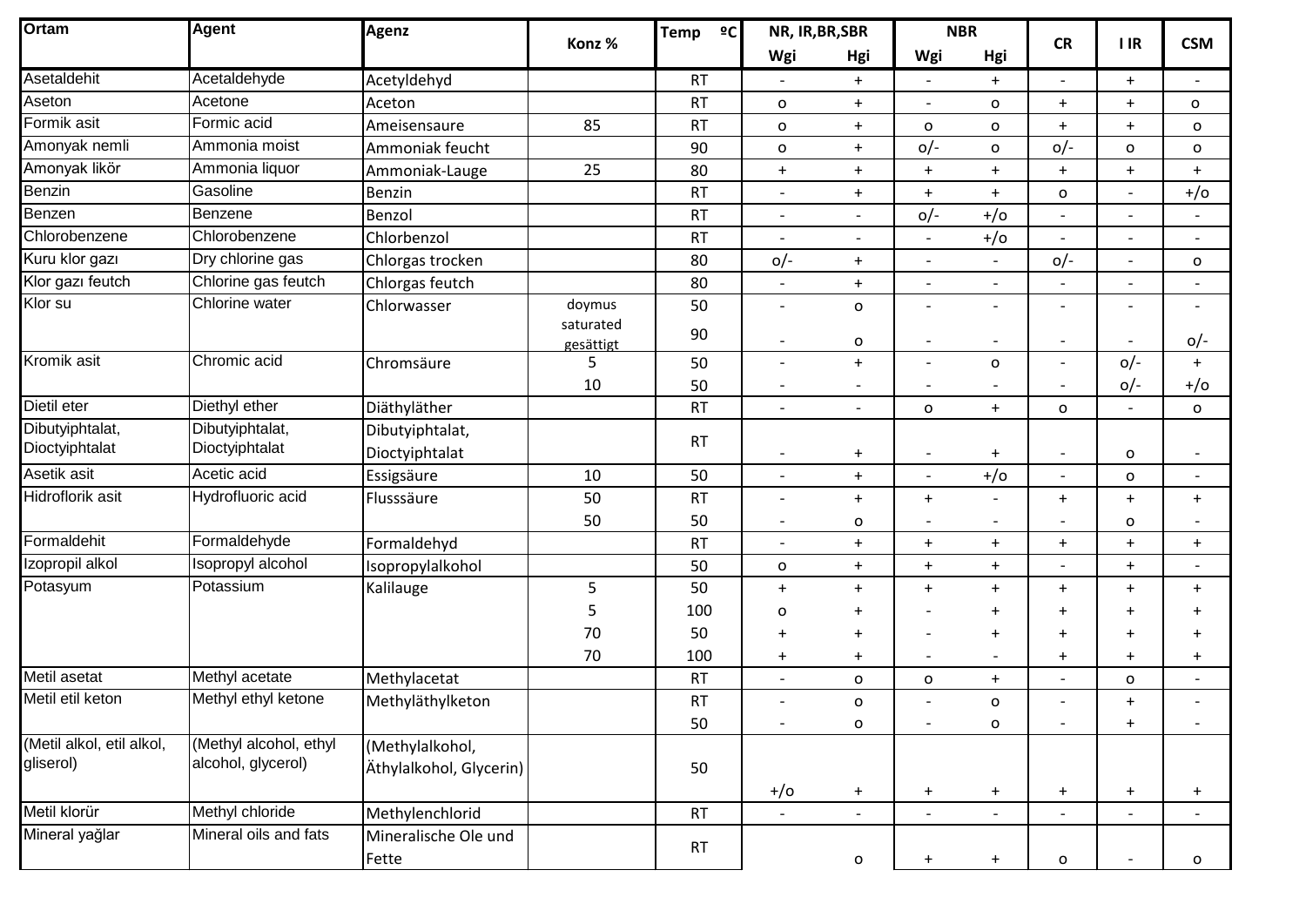| Ortam | Agent | Agenz | Konz % | Temp ºC | NR, IR,BR,SBR | | NBR | | CR | I IR | CSM |
|---|---|---|---|---|---|---|---|---|---|---|---|
| | | | | | Wgi | Hgi | Wgi | Hgi | | | |
| Asetaldehit | Acetaldehyde | Acetyldehyd | | RT | - | + | - | + | - | + | - |
| Aseton | Acetone | Aceton | | RT | o | + | - | o | + | + | o |
| Formik asit | Formic acid | Ameisensaure | 85 | RT | o | + | o | o | + | + | o |
| Amonyak nemli | Ammonia moist | Ammoniak feucht | | 90 | o | + | o/- | o | o/- | o | o |
| Amonyak likör | Ammonia liquor | Ammoniak-Lauge | 25 | 80 | + | + | + | + | + | + | + |
| Benzin | Gasoline | Benzin | | RT | - | + | + | + | o | - | +/o |
| Benzen | Benzene | Benzol | | RT | - | - | o/- | +/o | - | - | - |
| Chlorobenzene | Chlorobenzene | Chlorbenzol | | RT | - | - | - | +/o | - | - | - |
| Kuru klor gazı | Dry chlorine gas | Chlorgas trocken | | 80 | o/- | + | - | - | o/- | - | o |
| Klor gazı feutch | Chlorine gas feutch | Chlorgas feutch | | 80 | - | + | - | - | - | - | - |
| Klor su | Chlorine water | Chlorwasser | doymus saturated gesättigt | 50 | - | o | - | - | - | - | - |
| | | | | 90 | - | o | - | - | - | - | o/- |
| Kromik asit | Chromic acid | Chromsäure | 5 | 50 | - | + | - | o | - | o/- | + |
| | | | 10 | 50 | - | - | - | - | - | o/- | +/o |
| Dietil eter | Diethyl ether | Diäthyläther | | RT | - | - | o | + | o | - | o |
| Dibutyiphtalat, Dioctyiphtalat | Dibutyiphtalat, Dioctyiphtalat | Dibutyiphtalat, Dioctyiphtalat | | RT | - | + | - | + | - | o | - |
| Asetik asit | Acetic acid | Essigsäure | 10 | 50 | - | + | - | +/o | - | o | - |
| Hidroflorik asit | Hydrofluoric acid | Flusssäure | 50 | RT | - | + | + | - | + | + | + |
| | | | 50 | 50 | - | o | - | - | - | o | - |
| Formaldehit | Formaldehyde | Formaldehyd | | RT | - | + | + | + | + | + | + |
| Izopropil alkol | Isopropyl alcohol | Isopropylalkohol | | 50 | o | + | + | + | - | + | - |
| Potasyum | Potassium | Kalilauge | 5 | 50 | + | + | + | + | + | + | + |
| | | | 5 | 100 | o | + | - | + | + | + | + |
| | | | 70 | 50 | + | + | - | + | + | + | + |
| | | | 70 | 100 | + | + | - | - | + | + | + |
| Metil asetat | Methyl acetate | Methylacetat | | RT | - | o | o | + | - | o | - |
| Metil etil keton | Methyl ethyl ketone | Methyläthylketon | | RT | - | o | - | o | - | + | - |
| | | | | 50 | - | o | - | o | - | + | - |
| (Metil alkol, etil alkol, gliserol) | (Methyl alcohol, ethyl alcohol, glycerol) | (Methylalkohol, Äthylalkohol, Glycerin) | | 50 | +/o | + | + | + | + | + | + |
| Metil klorür | Methyl chloride | Methylenchlorid | | RT | - | - | - | - | - | - | - |
| Mineral yağlar | Mineral oils and fats | Mineralische Ole und Fette | | RT | | o | + | + | o | - | o |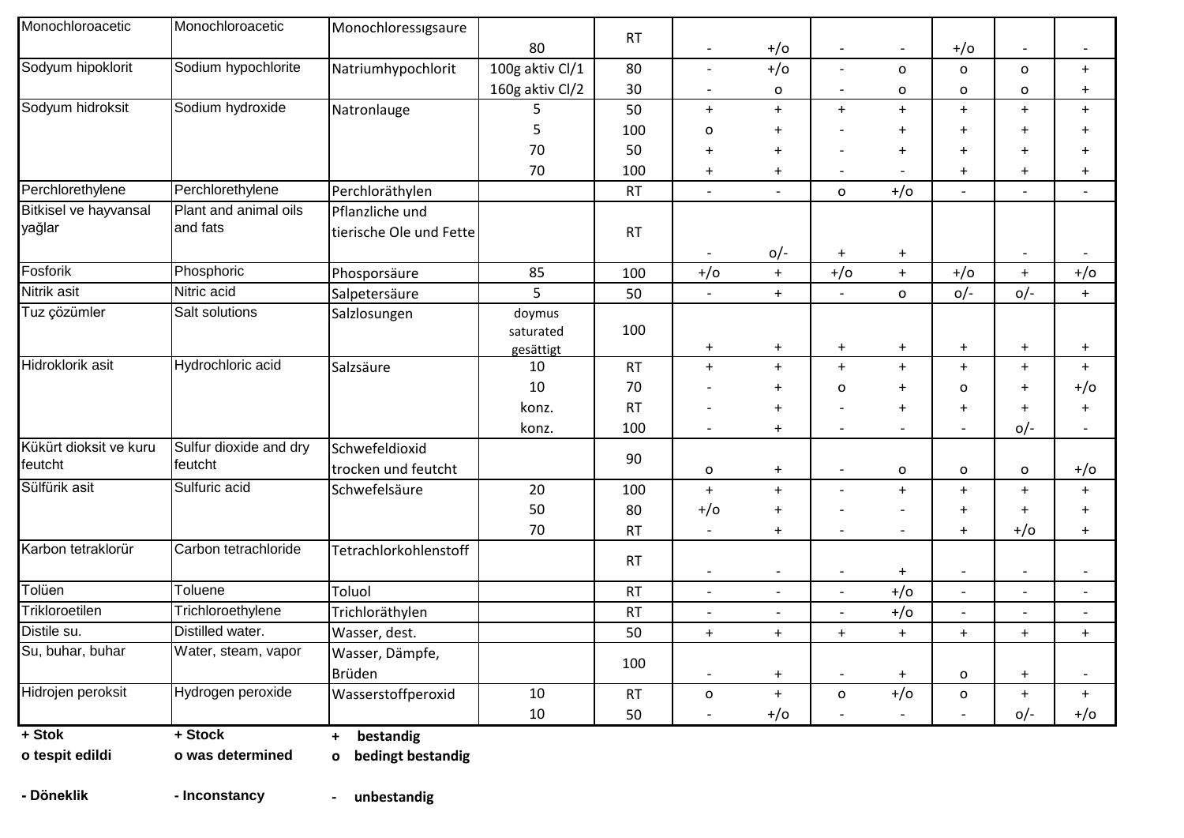| | | | | | | | | | | | |
|---|---|---|---|---|---|---|---|---|---|---|---|
| Monochloroacetic | Monochloroacetic | Monochloressıgsaure | 80 | RT | - | +/o | - | - | +/o | - | - |
| Sodyum hipoklorit | Sodium hypochlorite | Natriumhypochlorit | 100g aktiv Cl/1 | 80 | - | +/o | - | o | o | o | + |
| | | | 160g aktiv Cl/2 | 30 | - | o | - | o | o | o | + |
| Sodyum hidroksit | Sodium hydroxide | Natronlauge | 5 | 50 | + | + | + | + | + | + | + |
| | | | 5 | 100 | o | + | - | + | + | + | + |
| | | | 70 | 50 | + | + | - | + | + | + | + |
| | | | 70 | 100 | + | + | - | - | + | + | + |
| Perchlorethylene | Perchlorethylene | Perchloräthylen | | RT | - | - | o | +/o | - | - | - |
| Bitkisel ve hayvansal yağlar | Plant and animal oils and fats | Pflanzliche und tierische Ole und Fette | | RT | - | o/- | + | + | | - | - |
| Fosforik | Phosphoric | Phosporsäure | 85 | 100 | +/o | + | +/o | + | +/o | + | +/o |
| Nitrik asit | Nitric acid | Salpetersäure | 5 | 50 | - | + | - | o | o/- | o/- | + |
| Tuz çözümler | Salt solutions | Salzlosungen | doymus saturated gesättigt | 100 | + | + | + | + | + | + | + |
| Hidroklorik asit | Hydrochloric acid | Salzsäure | 10 | RT | + | + | + | + | + | + | + |
| | | | 10 | 70 | - | + | o | + | o | + | +/o |
| | | | konz. | RT | - | + | - | + | + | + | + |
| | | | konz. | 100 | - | + | - | - | - | o/- | - |
| Kükürt dioksit ve kuru feutcht | Sulfur dioxide and dry feutcht | Schwefeldioxid trocken und feutcht | | 90 | o | + | - | o | o | o | +/o |
| Sülfürik asit | Sulfuric acid | Schwefelsäure | 20 | 100 | + | + | - | + | + | + | + |
| | | | 50 | 80 | +/o | + | - | - | + | + | + |
| | | | 70 | RT | - | + | - | - | + | +/o | + |
| Karbon tetraklorür | Carbon tetrachloride | Tetrachlorkohlenstoff | | RT | - | - | - | + | - | - | - |
| Tolüen | Toluene | Toluol | | RT | - | - | - | +/o | - | - | - |
| Trikloroetilen | Trichloroethylene | Trichloräthylen | | RT | - | - | - | +/o | - | - | - |
| Distile su. | Distilled water. | Wasser, dest. | | 50 | + | + | + | + | + | + | + |
| Su, buhar, buhar | Water, steam, vapor | Wasser, Dämpfe, Brüden | | 100 | - | + | - | + | o | + | - |
| Hidrojen peroksit | Hydrogen peroxide | Wasserstoffperoxid | 10 | RT | o | + | o | +/o | o | + | + |
| | | | 10 | 50 | - | +/o | - | - | - | o/- | +/o |

**+ Stok** — **+ Stock** — **+ bestandig**

**o tespit edildi** — **o was determined** — **o bedingt bestandig**

**- Döneklik** — **- Inconstancy** — **- unbestandig**